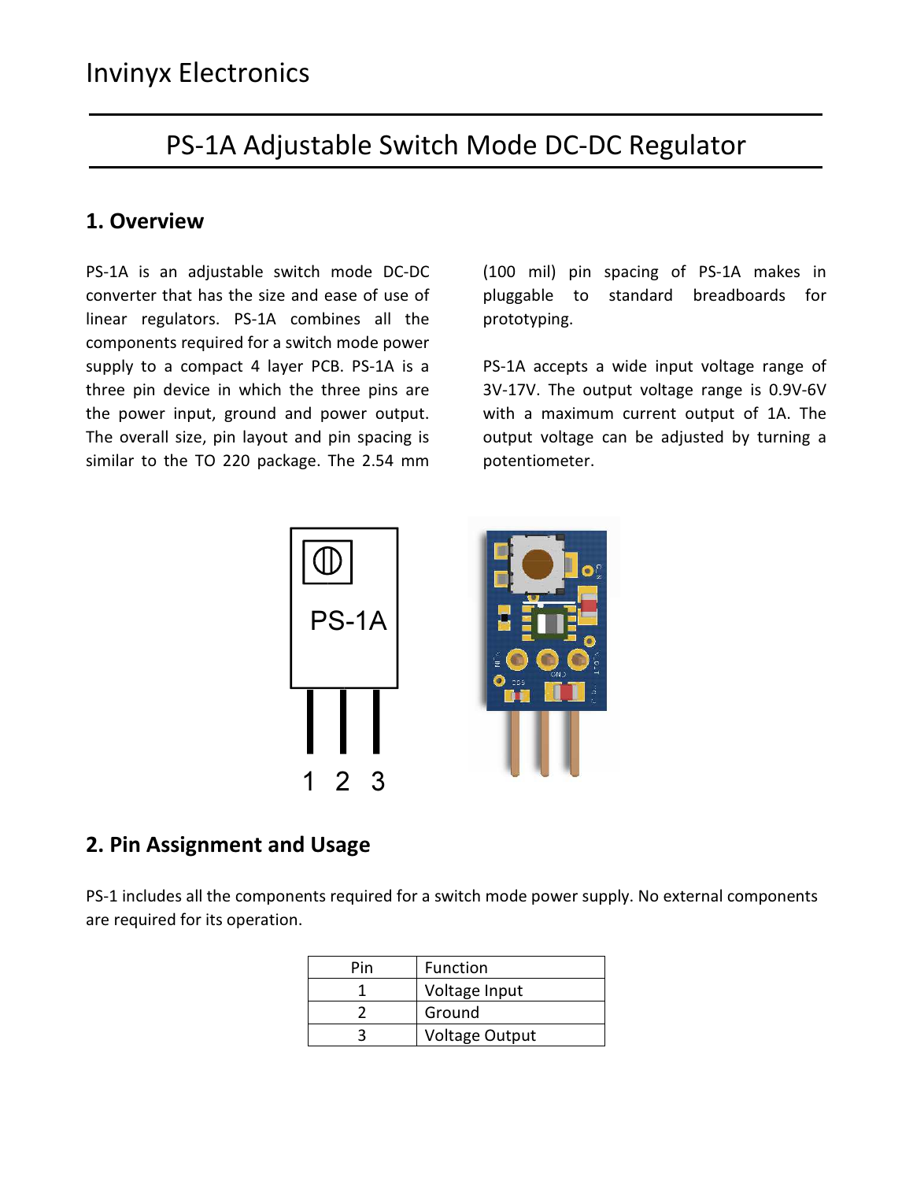Invinyx Electronics

# PS-1A Adjustable Switch Mode DC-DC Regulator

## 1. Overview

PS-1A is an adjustable switch mode DC-DC converter that has the size and ease of use of linear regulators. PS-1A combines all the components required for a switch mode power supply to a compact 4 layer PCB. PS-1A is a three pin device in which the three pins are the power input, ground and power output. The overall size, pin layout and pin spacing is similar to the TO 220 package. The 2.54 mm (100 mil) pin spacing of PS-1A makes in pluggable to standard breadboards for prototyping.

PS-1A accepts a wide input voltage range of 3V-17V. The output voltage range is 0.9V-6V with a maximum current output of 1A. The output voltage can be adjusted by turning a potentiometer.

## 2. Pin Assignment and Usage

PS-1 includes all the components required for a switch mode power supply. No external components are required for its operation.

| Pin | Function |
|---|---|
| 1 | Voltage Input |
| 2 | Ground |
| 3 | Voltage Output |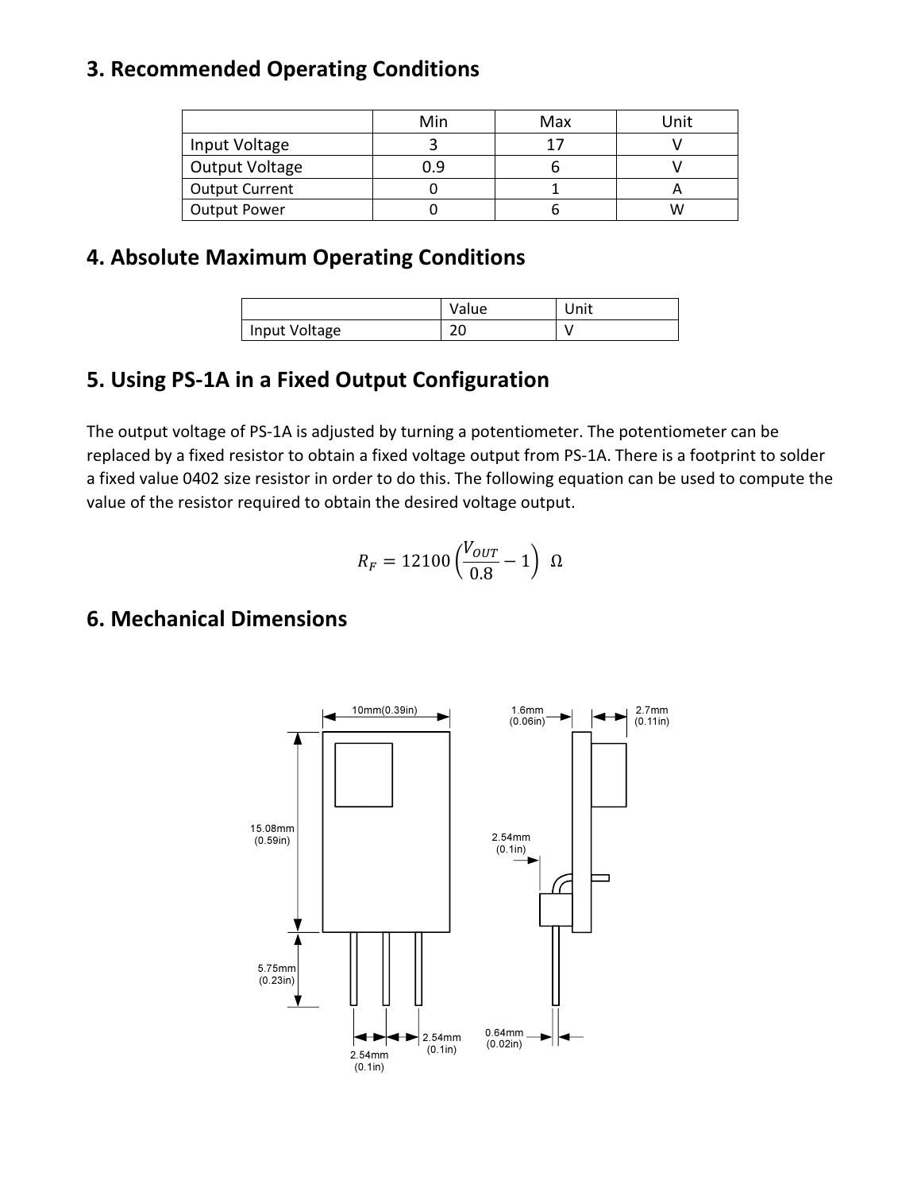## 3. Recommended Operating Conditions

| | Min | Max | Unit |
|---|---|---|---|
| Input Voltage | 3 | 17 | V |
| Output Voltage | 0.9 | 6 | V |
| Output Current | 0 | 1 | A |
| Output Power | 0 | 6 | W |

## 4. Absolute Maximum Operating Conditions

| | Value | Unit |
|---|---|---|
| Input Voltage | 20 | V |

## 5. Using PS-1A in a Fixed Output Configuration

The output voltage of PS-1A is adjusted by turning a potentiometer. The potentiometer can be replaced by a fixed resistor to obtain a fixed voltage output from PS-1A. There is a footprint to solder a fixed value 0402 size resistor in order to do this. The following equation can be used to compute the value of the resistor required to obtain the desired voltage output.

$$R_F = 12100\left(\frac{V_{OUT}}{0.8} - 1\right)\ \Omega$$

## 6. Mechanical Dimensions

10mm(0.39in)

15.08mm (0.59in)

5.75mm (0.23in)

2.54mm (0.1in)

2.54mm (0.1in)

1.6mm (0.06in)

2.7mm (0.11in)

2.54mm (0.1in)

0.64mm (0.02in)